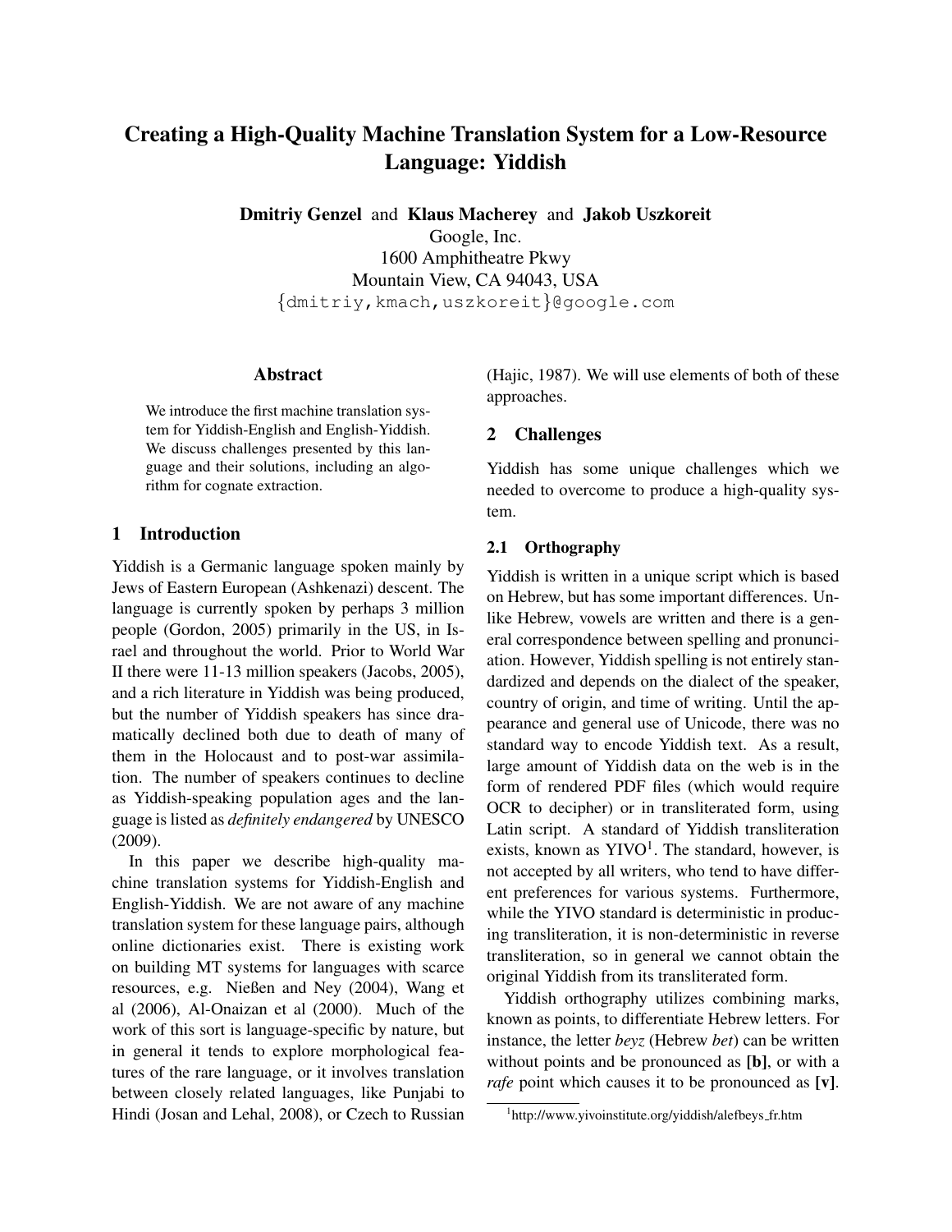# Creating a High-Quality Machine Translation System for a Low-Resource Language: Yiddish

**Dmitriy Genzel** and **Klaus Macherey** and **Jakob Uszkoreit**
Google, Inc.
1600 Amphitheatre Pkwy
Mountain View, CA 94043, USA
{dmitriy,kmach,uszkoreit}@google.com

## Abstract

We introduce the first machine translation system for Yiddish-English and English-Yiddish. We discuss challenges presented by this language and their solutions, including an algorithm for cognate extraction.

## 1 Introduction

Yiddish is a Germanic language spoken mainly by Jews of Eastern European (Ashkenazi) descent. The language is currently spoken by perhaps 3 million people (Gordon, 2005) primarily in the US, in Israel and throughout the world. Prior to World War II there were 11-13 million speakers (Jacobs, 2005), and a rich literature in Yiddish was being produced, but the number of Yiddish speakers has since dramatically declined both due to death of many of them in the Holocaust and to post-war assimilation. The number of speakers continues to decline as Yiddish-speaking population ages and the language is listed as *definitely endangered* by UNESCO (2009).

In this paper we describe high-quality machine translation systems for Yiddish-English and English-Yiddish. We are not aware of any machine translation system for these language pairs, although online dictionaries exist. There is existing work on building MT systems for languages with scarce resources, e.g. Nießen and Ney (2004), Wang et al (2006), Al-Onaizan et al (2000). Much of the work of this sort is language-specific by nature, but in general it tends to explore morphological features of the rare language, or it involves translation between closely related languages, like Punjabi to Hindi (Josan and Lehal, 2008), or Czech to Russian (Hajic, 1987). We will use elements of both of these approaches.

## 2 Challenges

Yiddish has some unique challenges which we needed to overcome to produce a high-quality system.

### 2.1 Orthography

Yiddish is written in a unique script which is based on Hebrew, but has some important differences. Unlike Hebrew, vowels are written and there is a general correspondence between spelling and pronunciation. However, Yiddish spelling is not entirely standardized and depends on the dialect of the speaker, country of origin, and time of writing. Until the appearance and general use of Unicode, there was no standard way to encode Yiddish text. As a result, large amount of Yiddish data on the web is in the form of rendered PDF files (which would require OCR to decipher) or in transliterated form, using Latin script. A standard of Yiddish transliteration exists, known as YIVO[1]. The standard, however, is not accepted by all writers, who tend to have different preferences for various systems. Furthermore, while the YIVO standard is deterministic in producing transliteration, it is non-deterministic in reverse transliteration, so in general we cannot obtain the original Yiddish from its transliterated form.

Yiddish orthography utilizes combining marks, known as points, to differentiate Hebrew letters. For instance, the letter *beyz* (Hebrew *bet*) can be written without points and be pronounced as **[b]**, or with a *rafe* point which causes it to be pronounced as **[v]**.

[1] http://www.yivoinstitute.org/yiddish/alefbeys_fr.htm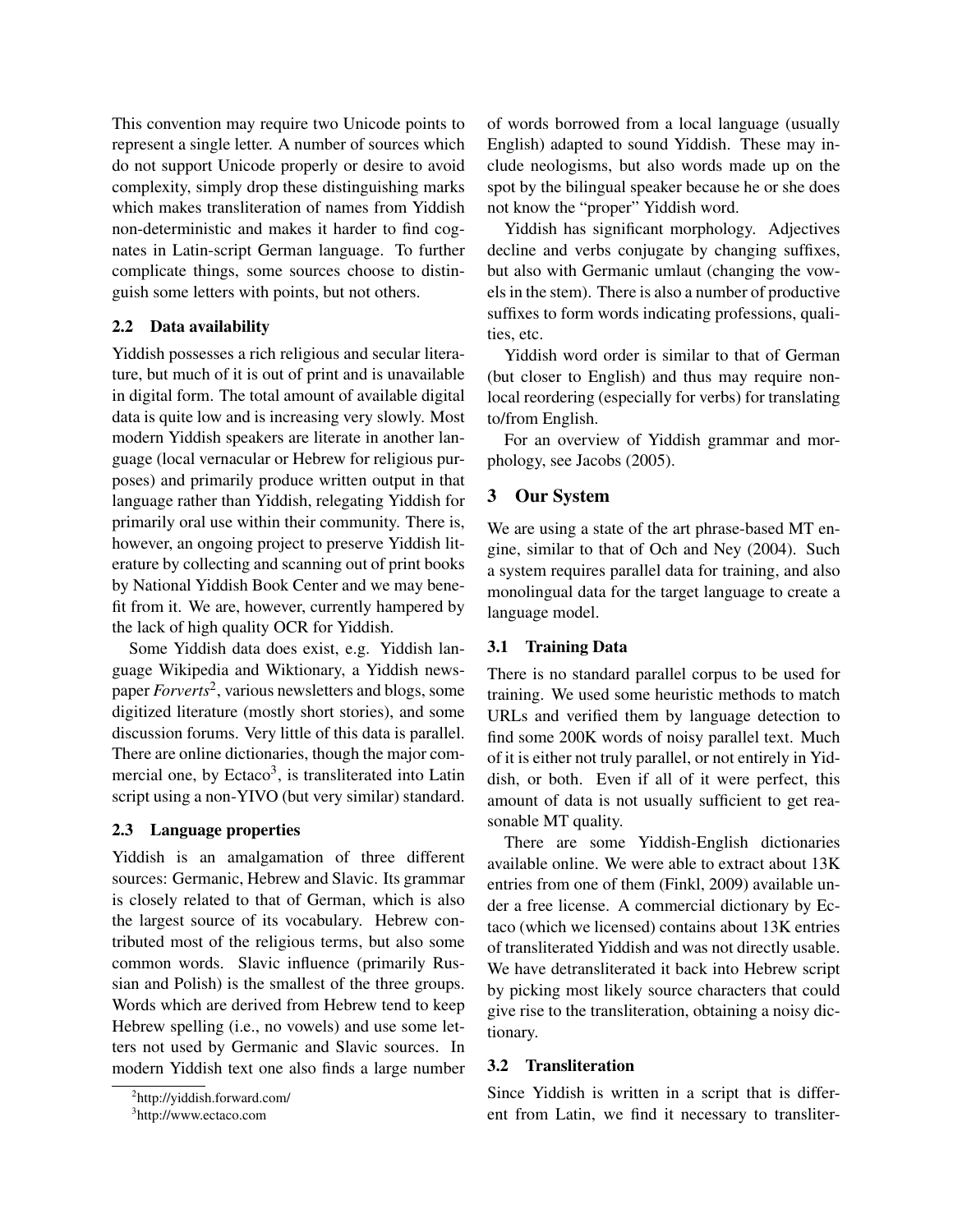This convention may require two Unicode points to represent a single letter. A number of sources which do not support Unicode properly or desire to avoid complexity, simply drop these distinguishing marks which makes transliteration of names from Yiddish non-deterministic and makes it harder to find cognates in Latin-script German language. To further complicate things, some sources choose to distinguish some letters with points, but not others.

### 2.2 Data availability

Yiddish possesses a rich religious and secular literature, but much of it is out of print and is unavailable in digital form. The total amount of available digital data is quite low and is increasing very slowly. Most modern Yiddish speakers are literate in another language (local vernacular or Hebrew for religious purposes) and primarily produce written output in that language rather than Yiddish, relegating Yiddish for primarily oral use within their community. There is, however, an ongoing project to preserve Yiddish literature by collecting and scanning out of print books by National Yiddish Book Center and we may benefit from it. We are, however, currently hampered by the lack of high quality OCR for Yiddish.

Some Yiddish data does exist, e.g. Yiddish language Wikipedia and Wiktionary, a Yiddish newspaper *Forverts*[2], various newsletters and blogs, some digitized literature (mostly short stories), and some discussion forums. Very little of this data is parallel. There are online dictionaries, though the major commercial one, by Ectaco[3], is transliterated into Latin script using a non-YIVO (but very similar) standard.

### 2.3 Language properties

Yiddish is an amalgamation of three different sources: Germanic, Hebrew and Slavic. Its grammar is closely related to that of German, which is also the largest source of its vocabulary. Hebrew contributed most of the religious terms, but also some common words. Slavic influence (primarily Russian and Polish) is the smallest of the three groups. Words which are derived from Hebrew tend to keep Hebrew spelling (i.e., no vowels) and use some letters not used by Germanic and Slavic sources. In modern Yiddish text one also finds a large number of words borrowed from a local language (usually English) adapted to sound Yiddish. These may include neologisms, but also words made up on the spot by the bilingual speaker because he or she does not know the "proper" Yiddish word.

Yiddish has significant morphology. Adjectives decline and verbs conjugate by changing suffixes, but also with Germanic umlaut (changing the vowels in the stem). There is also a number of productive suffixes to form words indicating professions, qualities, etc.

Yiddish word order is similar to that of German (but closer to English) and thus may require non-local reordering (especially for verbs) for translating to/from English.

For an overview of Yiddish grammar and morphology, see Jacobs (2005).

## 3 Our System

We are using a state of the art phrase-based MT engine, similar to that of Och and Ney (2004). Such a system requires parallel data for training, and also monolingual data for the target language to create a language model.

### 3.1 Training Data

There is no standard parallel corpus to be used for training. We used some heuristic methods to match URLs and verified them by language detection to find some 200K words of noisy parallel text. Much of it is either not truly parallel, or not entirely in Yiddish, or both. Even if all of it were perfect, this amount of data is not usually sufficient to get reasonable MT quality.

There are some Yiddish-English dictionaries available online. We were able to extract about 13K entries from one of them (Finkl, 2009) available under a free license. A commercial dictionary by Ectaco (which we licensed) contains about 13K entries of transliterated Yiddish and was not directly usable. We have detransliterated it back into Hebrew script by picking most likely source characters that could give rise to the transliteration, obtaining a noisy dictionary.

### 3.2 Transliteration

Since Yiddish is written in a script that is different from Latin, we find it necessary to transliter-

[2] http://yiddish.forward.com/

[3] http://www.ectaco.com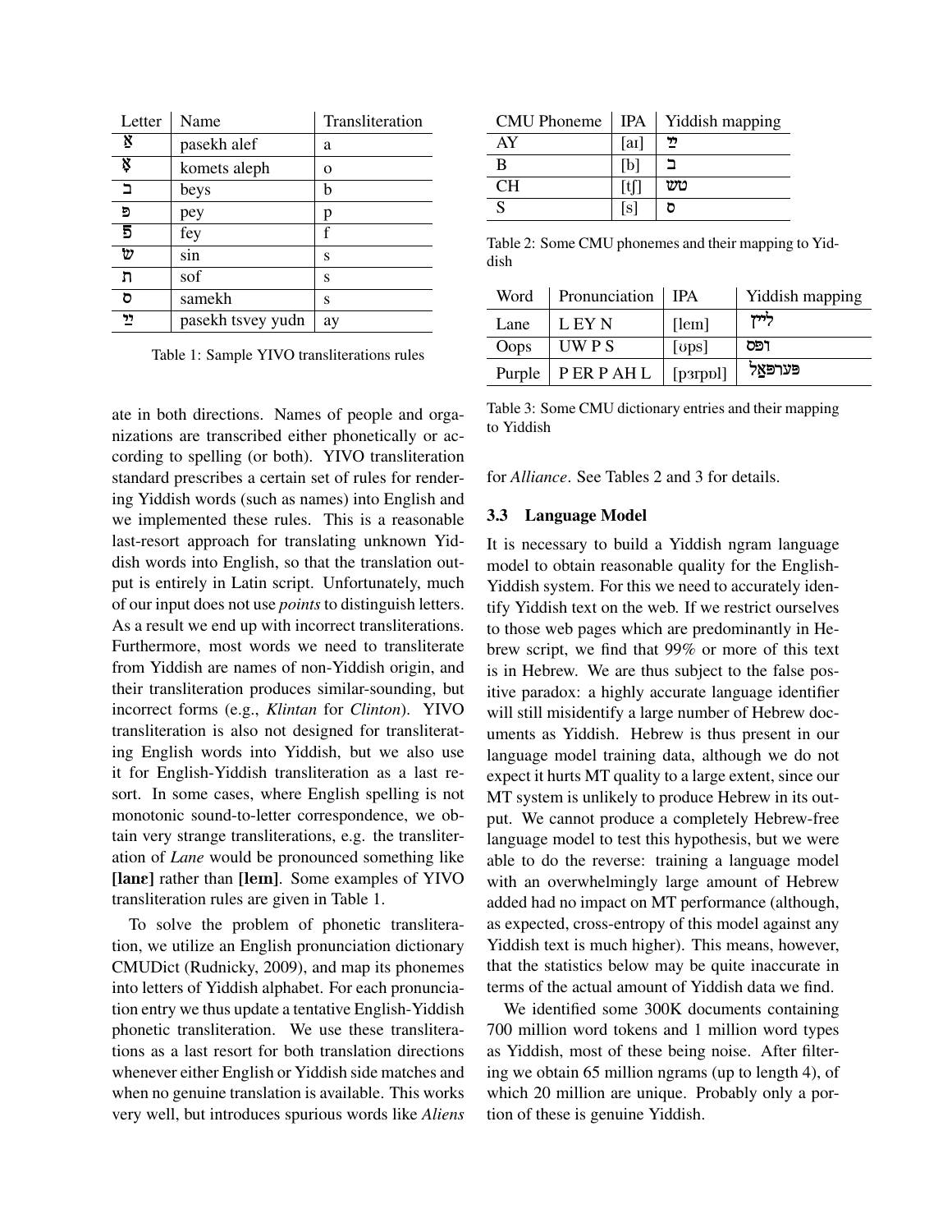| Letter | Name | Transliteration |
|---|---|---|
| אַ | pasekh alef | a |
| אָ | komets aleph | o |
| ב | beys | b |
| פּ | pey | p |
| פֿ | fey | f |
| שׂ | sin | s |
| ת | sof | s |
| ס | samekh | s |
| ײַ | pasekh tsvey yudn | ay |

Table 1: Sample YIVO transliterations rules

ate in both directions. Names of people and organizations are transcribed either phonetically or according to spelling (or both). YIVO transliteration standard prescribes a certain set of rules for rendering Yiddish words (such as names) into English and we implemented these rules. This is a reasonable last-resort approach for translating unknown Yiddish words into English, so that the translation output is entirely in Latin script. Unfortunately, much of our input does not use *points* to distinguish letters. As a result we end up with incorrect transliterations. Furthermore, most words we need to transliterate from Yiddish are names of non-Yiddish origin, and their transliteration produces similar-sounding, but incorrect forms (e.g., *Klintan* for *Clinton*). YIVO transliteration is also not designed for transliterating English words into Yiddish, but we also use it for English-Yiddish transliteration as a last resort. In some cases, where English spelling is not monotonic sound-to-letter correspondence, we obtain very strange transliterations, e.g. the transliteration of *Lane* would be pronounced something like **[lanɛ]** rather than **[leɪn]**. Some examples of YIVO transliteration rules are given in Table 1.

To solve the problem of phonetic transliteration, we utilize an English pronunciation dictionary CMUDict (Rudnicky, 2009), and map its phonemes into letters of Yiddish alphabet. For each pronunciation entry we thus update a tentative English-Yiddish phonetic transliteration. We use these transliterations as a last resort for both translation directions whenever either English or Yiddish side matches and when no genuine translation is available. This works very well, but introduces spurious words like *Aliens* for *Alliance*. See Tables 2 and 3 for details.

| CMU Phoneme | IPA | Yiddish mapping |
|---|---|---|
| AY | [aɪ] | ײַ |
| B | [b] | ב |
| CH | [tʃ] | טש |
| S | [s] | ס |

Table 2: Some CMU phonemes and their mapping to Yiddish

| Word | Pronunciation | IPA | Yiddish mapping |
|---|---|---|---|
| Lane | L EY N | [leɪn] | לײן |
| Oops | UW P S | [ʊps] | ופּס |
| Purple | P ER P AH L | [pɜrpɒl] | פּערפּאַל |

Table 3: Some CMU dictionary entries and their mapping to Yiddish

### 3.3 Language Model

It is necessary to build a Yiddish ngram language model to obtain reasonable quality for the English-Yiddish system. For this we need to accurately identify Yiddish text on the web. If we restrict ourselves to those web pages which are predominantly in Hebrew script, we find that 99% or more of this text is in Hebrew. We are thus subject to the false positive paradox: a highly accurate language identifier will still misidentify a large number of Hebrew documents as Yiddish. Hebrew is thus present in our language model training data, although we do not expect it hurts MT quality to a large extent, since our MT system is unlikely to produce Hebrew in its output. We cannot produce a completely Hebrew-free language model to test this hypothesis, but we were able to do the reverse: training a language model with an overwhelmingly large amount of Hebrew added had no impact on MT performance (although, as expected, cross-entropy of this model against any Yiddish text is much higher). This means, however, that the statistics below may be quite inaccurate in terms of the actual amount of Yiddish data we find.

We identified some 300K documents containing 700 million word tokens and 1 million word types as Yiddish, most of these being noise. After filtering we obtain 65 million ngrams (up to length 4), of which 20 million are unique. Probably only a portion of these is genuine Yiddish.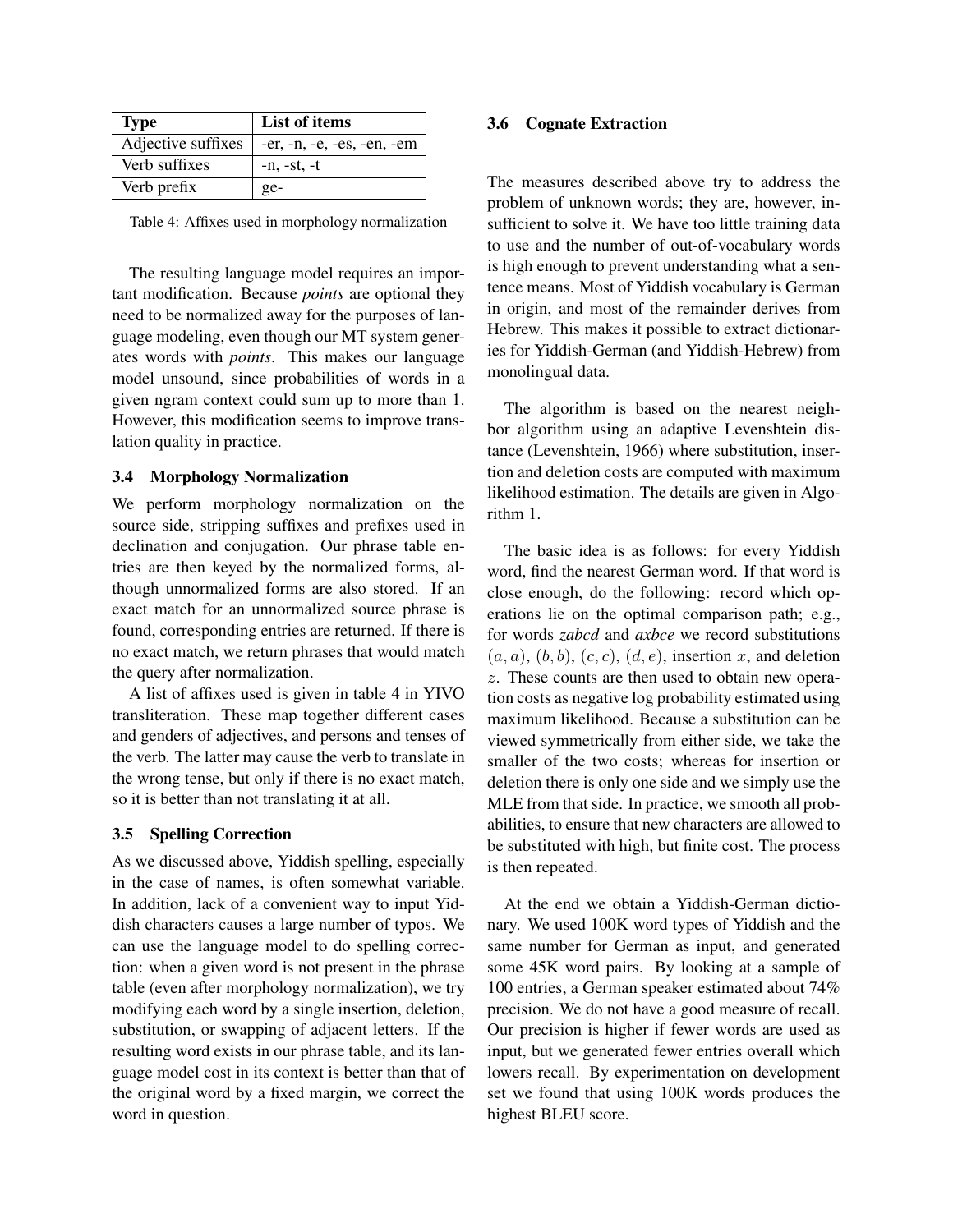| Type | List of items |
| --- | --- |
| Adjective suffixes | -er, -n, -e, -es, -en, -em |
| Verb suffixes | -n, -st, -t |
| Verb prefix | ge- |

Table 4: Affixes used in morphology normalization

The resulting language model requires an important modification. Because *points* are optional they need to be normalized away for the purposes of language modeling, even though our MT system generates words with *points*. This makes our language model unsound, since probabilities of words in a given ngram context could sum up to more than 1. However, this modification seems to improve translation quality in practice.

### 3.4 Morphology Normalization

We perform morphology normalization on the source side, stripping suffixes and prefixes used in declination and conjugation. Our phrase table entries are then keyed by the normalized forms, although unnormalized forms are also stored. If an exact match for an unnormalized source phrase is found, corresponding entries are returned. If there is no exact match, we return phrases that would match the query after normalization.

A list of affixes used is given in table 4 in YIVO transliteration. These map together different cases and genders of adjectives, and persons and tenses of the verb. The latter may cause the verb to translate in the wrong tense, but only if there is no exact match, so it is better than not translating it at all.

### 3.5 Spelling Correction

As we discussed above, Yiddish spelling, especially in the case of names, is often somewhat variable. In addition, lack of a convenient way to input Yiddish characters causes a large number of typos. We can use the language model to do spelling correction: when a given word is not present in the phrase table (even after morphology normalization), we try modifying each word by a single insertion, deletion, substitution, or swapping of adjacent letters. If the resulting word exists in our phrase table, and its language model cost in its context is better than that of the original word by a fixed margin, we correct the word in question.

### 3.6 Cognate Extraction

The measures described above try to address the problem of unknown words; they are, however, insufficient to solve it. We have too little training data to use and the number of out-of-vocabulary words is high enough to prevent understanding what a sentence means. Most of Yiddish vocabulary is German in origin, and most of the remainder derives from Hebrew. This makes it possible to extract dictionaries for Yiddish-German (and Yiddish-Hebrew) from monolingual data.

The algorithm is based on the nearest neighbor algorithm using an adaptive Levenshtein distance (Levenshtein, 1966) where substitution, insertion and deletion costs are computed with maximum likelihood estimation. The details are given in Algorithm 1.

The basic idea is as follows: for every Yiddish word, find the nearest German word. If that word is close enough, do the following: record which operations lie on the optimal comparison path; e.g., for words *zabcd* and *axbce* we record substitutions $(a, a)$, $(b, b)$, $(c, c)$, $(d, e)$, insertion $x$, and deletion $z$. These counts are then used to obtain new operation costs as negative log probability estimated using maximum likelihood. Because a substitution can be viewed symmetrically from either side, we take the smaller of the two costs; whereas for insertion or deletion there is only one side and we simply use the MLE from that side. In practice, we smooth all probabilities, to ensure that new characters are allowed to be substituted with high, but finite cost. The process is then repeated.

At the end we obtain a Yiddish-German dictionary. We used 100K word types of Yiddish and the same number for German as input, and generated some 45K word pairs. By looking at a sample of 100 entries, a German speaker estimated about 74% precision. We do not have a good measure of recall. Our precision is higher if fewer words are used as input, but we generated fewer entries overall which lowers recall. By experimentation on development set we found that using 100K words produces the highest BLEU score.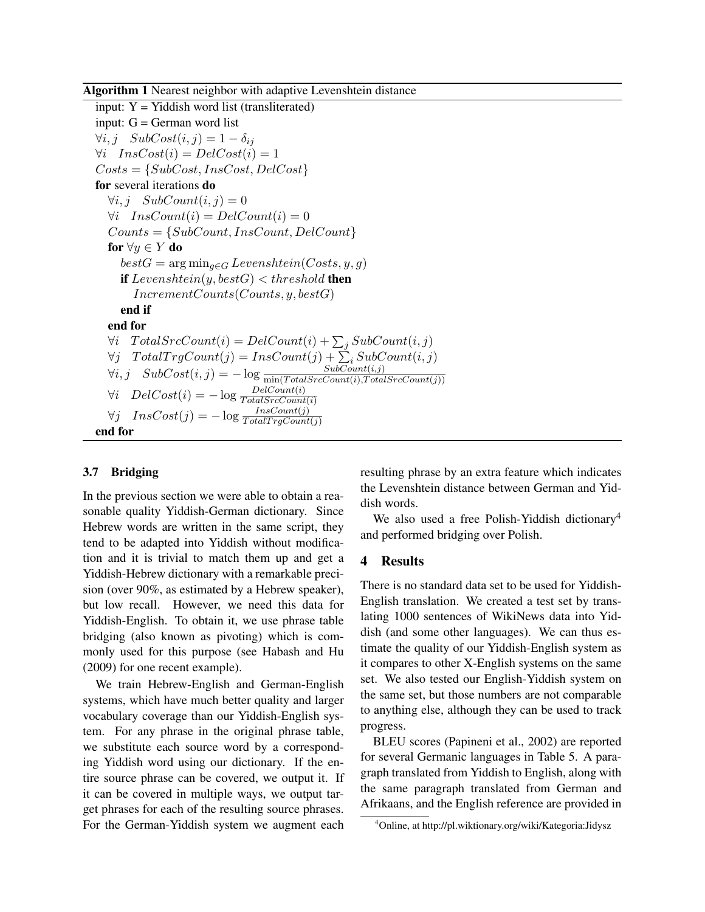**Algorithm 1** Nearest neighbor with adaptive Levenshtein distance

```
input: Y = Yiddish word list (transliterated)
input: G = German word list
∀i, j  SubCost(i, j) = 1 − δ_ij
∀i  InsCost(i) = DelCost(i) = 1
Costs = {SubCost, InsCost, DelCost}
for several iterations do
    ∀i, j  SubCount(i, j) = 0
    ∀i  InsCount(i) = DelCount(i) = 0
    Counts = {SubCount, InsCount, DelCount}
    for ∀y ∈ Y do
        bestG = arg min_{g∈G} Levenshtein(Costs, y, g)
        if Levenshtein(y, bestG) < threshold then
            IncrementCounts(Counts, y, bestG)
        end if
    end for
    ∀i  TotalSrcCount(i) = DelCount(i) + Σ_j SubCount(i, j)
    ∀j  TotalTrgCount(j) = InsCount(j) + Σ_i SubCount(i, j)
    ∀i, j  SubCost(i, j) = −log [ SubCount(i, j) / min(TotalSrcCount(i), TotalSrcCount(j)) ]
    ∀i  DelCost(i) = −log [ DelCount(i) / TotalSrcCount(i) ]
    ∀j  InsCost(j) = −log [ InsCount(j) / TotalTrgCount(j) ]
end for
```

### 3.7 Bridging

In the previous section we were able to obtain a reasonable quality Yiddish-German dictionary. Since Hebrew words are written in the same script, they tend to be adapted into Yiddish without modification and it is trivial to match them up and get a Yiddish-Hebrew dictionary with a remarkable precision (over 90%, as estimated by a Hebrew speaker), but low recall. However, we need this data for Yiddish-English. To obtain it, we use phrase table bridging (also known as pivoting) which is commonly used for this purpose (see Habash and Hu (2009) for one recent example).

We train Hebrew-English and German-English systems, which have much better quality and larger vocabulary coverage than our Yiddish-English system. For any phrase in the original phrase table, we substitute each source word by a corresponding Yiddish word using our dictionary. If the entire source phrase can be covered, we output it. If it can be covered in multiple ways, we output target phrases for each of the resulting source phrases. For the German-Yiddish system we augment each resulting phrase by an extra feature which indicates the Levenshtein distance between German and Yiddish words.

We also used a free Polish-Yiddish dictionary[4] and performed bridging over Polish.

## 4 Results

There is no standard data set to be used for Yiddish-English translation. We created a test set by translating 1000 sentences of WikiNews data into Yiddish (and some other languages). We can thus estimate the quality of our Yiddish-English system as it compares to other X-English systems on the same set. We also tested our English-Yiddish system on the same set, but those numbers are not comparable to anything else, although they can be used to track progress.

BLEU scores (Papineni et al., 2002) are reported for several Germanic languages in Table 5. A paragraph translated from Yiddish to English, along with the same paragraph translated from German and Afrikaans, and the English reference are provided in

[4] Online, at http://pl.wiktionary.org/wiki/Kategoria:Jidysz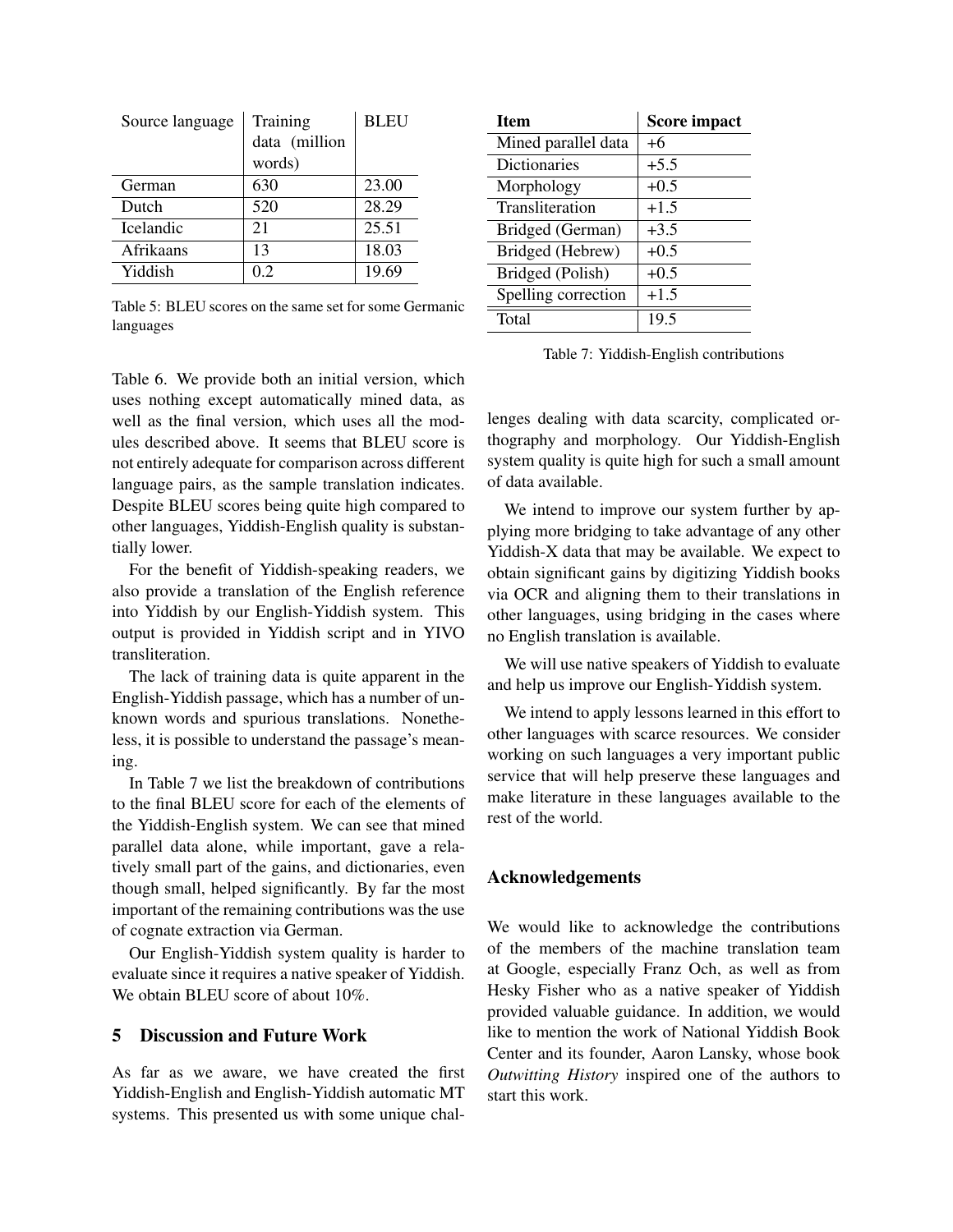| Source language | Training data (million words) | BLEU |
|---|---|---|
| German | 630 | 23.00 |
| Dutch | 520 | 28.29 |
| Icelandic | 21 | 25.51 |
| Afrikaans | 13 | 18.03 |
| Yiddish | 0.2 | 19.69 |

Table 5: BLEU scores on the same set for some Germanic languages

Table 6. We provide both an initial version, which uses nothing except automatically mined data, as well as the final version, which uses all the modules described above. It seems that BLEU score is not entirely adequate for comparison across different language pairs, as the sample translation indicates. Despite BLEU scores being quite high compared to other languages, Yiddish-English quality is substantially lower.

For the benefit of Yiddish-speaking readers, we also provide a translation of the English reference into Yiddish by our English-Yiddish system. This output is provided in Yiddish script and in YIVO transliteration.

The lack of training data is quite apparent in the English-Yiddish passage, which has a number of unknown words and spurious translations. Nonetheless, it is possible to understand the passage's meaning.

In Table 7 we list the breakdown of contributions to the final BLEU score for each of the elements of the Yiddish-English system. We can see that mined parallel data alone, while important, gave a relatively small part of the gains, and dictionaries, even though small, helped significantly. By far the most important of the remaining contributions was the use of cognate extraction via German.

Our English-Yiddish system quality is harder to evaluate since it requires a native speaker of Yiddish. We obtain BLEU score of about 10%.

## 5 Discussion and Future Work

As far as we aware, we have created the first Yiddish-English and English-Yiddish automatic MT systems. This presented us with some unique challenges dealing with data scarcity, complicated orthography and morphology. Our Yiddish-English system quality is quite high for such a small amount of data available.

| **Item** | **Score impact** |
|---|---|
| Mined parallel data | +6 |
| Dictionaries | +5.5 |
| Morphology | +0.5 |
| Transliteration | +1.5 |
| Bridged (German) | +3.5 |
| Bridged (Hebrew) | +0.5 |
| Bridged (Polish) | +0.5 |
| Spelling correction | +1.5 |
| Total | 19.5 |

Table 7: Yiddish-English contributions

We intend to improve our system further by applying more bridging to take advantage of any other Yiddish-X data that may be available. We expect to obtain significant gains by digitizing Yiddish books via OCR and aligning them to their translations in other languages, using bridging in the cases where no English translation is available.

We will use native speakers of Yiddish to evaluate and help us improve our English-Yiddish system.

We intend to apply lessons learned in this effort to other languages with scarce resources. We consider working on such languages a very important public service that will help preserve these languages and make literature in these languages available to the rest of the world.

## Acknowledgements

We would like to acknowledge the contributions of the members of the machine translation team at Google, especially Franz Och, as well as from Hesky Fisher who as a native speaker of Yiddish provided valuable guidance. In addition, we would like to mention the work of National Yiddish Book Center and its founder, Aaron Lansky, whose book *Outwitting History* inspired one of the authors to start this work.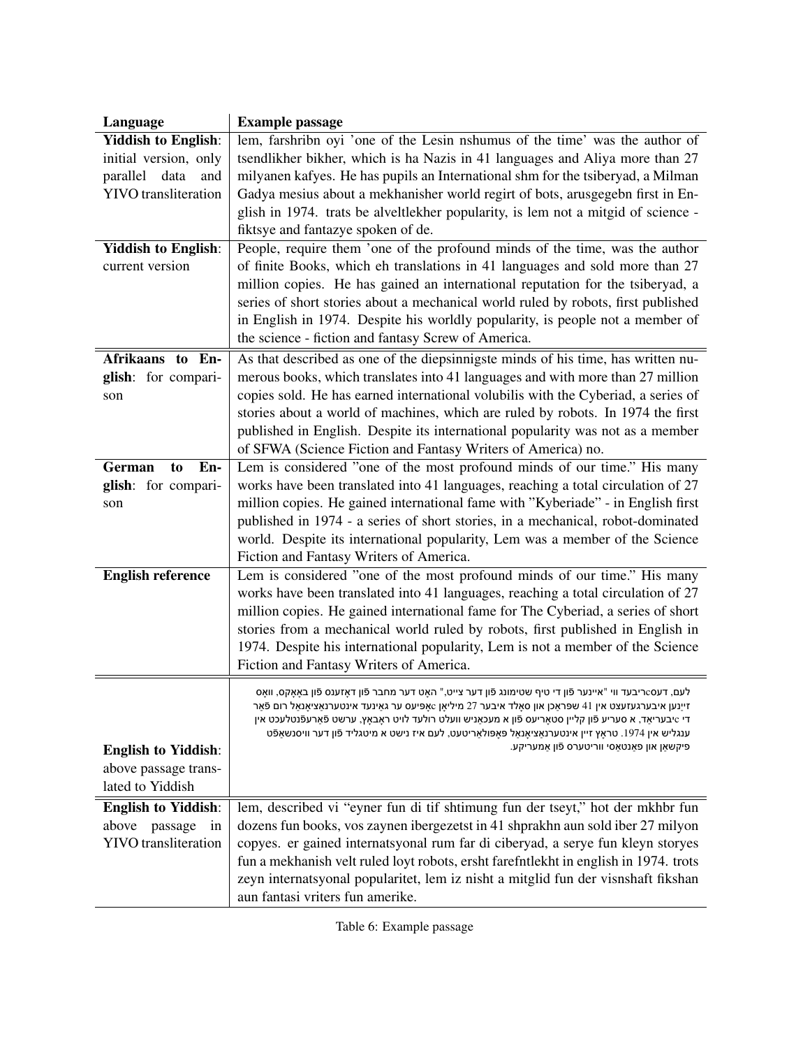| Language | Example passage |
|---|---|
| **Yiddish to English**: initial version, only parallel data and YIVO transliteration | lem, farshribn oyi 'one of the Lesin nshumus of the time' was the author of tsendlikher bikher, which is ha Nazis in 41 languages and Aliya more than 27 milyanen kafyes. He has pupils an International shm for the tsiberyad, a Milman Gadya mesius about a mekhanisher world regirt of bots, arusgegebn first in English in 1974. trats be alveltlekher popularity, is lem not a mitgid of science - fiktsye and fantazye spoken of de. |
| **Yiddish to English**: current version | People, require them 'one of the profound minds of the time, was the author of finite Books, which eh translations in 41 languages and sold more than 27 million copies. He has gained an international reputation for the tsiberyad, a series of short stories about a mechanical world ruled by robots, first published in English in 1974. Despite his worldly popularity, is people not a member of the science - fiction and fantasy Screw of America. |
| **Afrikaans to English**: for comparison | As that described as one of the diepsinnigste minds of his time, has written numerous books, which translates into 41 languages and with more than 27 million copies sold. He has earned international volubilis with the Cyberiad, a series of stories about a world of machines, which are ruled by robots. In 1974 the first published in English. Despite its international popularity was not as a member of SFWA (Science Fiction and Fantasy Writers of America) no. |
| **German to English**: for comparison | Lem is considered "one of the most profound minds of our time." His many works have been translated into 41 languages, reaching a total circulation of 27 million copies. He gained international fame with "Kyberiade" - in English first published in 1974 - a series of short stories, in a mechanical, robot-dominated world. Despite its international popularity, Lem was a member of the Science Fiction and Fantasy Writers of America. |
| **English reference** | Lem is considered "one of the most profound minds of our time." His many works have been translated into 41 languages, reaching a total circulation of 27 million copies. He gained international fame for The Cyberiad, a series of short stories from a mechanical world ruled by robots, first published in English in 1974. Despite his international popularity, Lem is not a member of the Science Fiction and Fantasy Writers of America. |
| **English to Yiddish**: above passage translated to Yiddish | לעם, דעסcריבעד ווי "איינער פֿון די טיף שטימונג פֿון דער צייט," האָט דער מחבר פֿון דאָזענס פֿון באָאָקס, וואָס זייַנען איבערגעזעצט אין 41 שפּראַכן און סאָלד איבער 27 מיליאָן cאָפּיעס ער גאַינעד אינטערנאַציאָנאַל רום פֿאַר די cיבעריאַד, א סעריע פֿון קליין סטאָריעס פֿון א מעכאַניש וועלט רולעד לויט ראָבאָץ, ערשט פֿאַרעפֿנטלעכט אין ענגליש אין 1974. טראָץ זיין אינטערנאַציאָנאַל פּאָפּולאַריטעט, לעם איז נישט א מיטגליד פֿון דער וויסנשאַפֿט פֿיקשאַן און פֿאַנטאַסי ווריטערס פֿון אַמעריקע. |
| **English to Yiddish**: above passage in YIVO transliteration | lem, described vi "eyner fun di tif shtimung fun der tseyt," hot der mkhbr fun dozens fun books, vos zaynen ibergezetst in 41 shprakhn aun sold iber 27 milyon copyes. er gained internatsyonal rum far di ciberyad, a serye fun kleyn storyes fun a mekhanish velt ruled loyt robots, ersht farefntlekht in english in 1974. trots zeyn internatsyonal popularitet, lem iz nisht a mitglid fun der visnshaft fikshan aun fantasi vriters fun amerike. |

Table 6: Example passage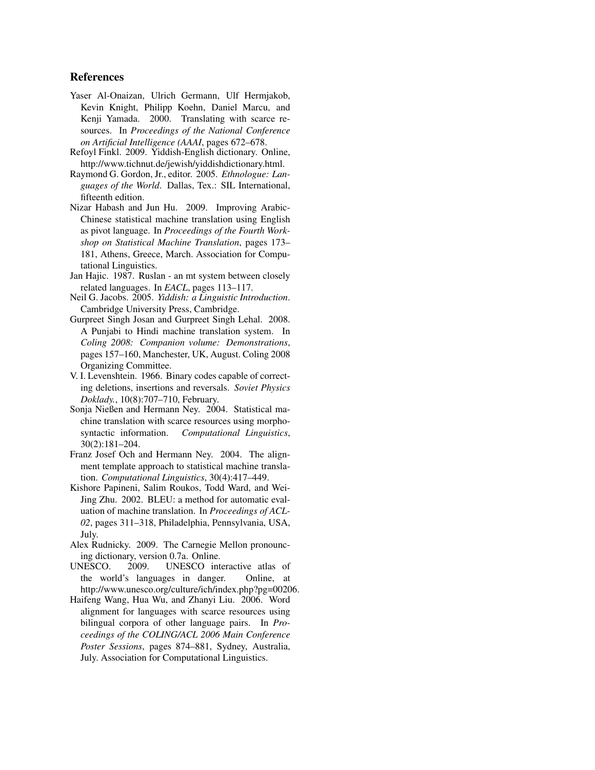## References

Yaser Al-Onaizan, Ulrich Germann, Ulf Hermjakob, Kevin Knight, Philipp Koehn, Daniel Marcu, and Kenji Yamada. 2000. Translating with scarce resources. In *Proceedings of the National Conference on Artificial Intelligence (AAAI*, pages 672–678.

Refoyl Finkl. 2009. Yiddish-English dictionary. Online, http://www.tichnut.de/jewish/yiddishdictionary.html.

Raymond G. Gordon, Jr., editor. 2005. *Ethnologue: Languages of the World*. Dallas, Tex.: SIL International, fifteenth edition.

Nizar Habash and Jun Hu. 2009. Improving Arabic-Chinese statistical machine translation using English as pivot language. In *Proceedings of the Fourth Workshop on Statistical Machine Translation*, pages 173–181, Athens, Greece, March. Association for Computational Linguistics.

Jan Hajic. 1987. Ruslan - an mt system between closely related languages. In *EACL*, pages 113–117.

Neil G. Jacobs. 2005. *Yiddish: a Linguistic Introduction*. Cambridge University Press, Cambridge.

Gurpreet Singh Josan and Gurpreet Singh Lehal. 2008. A Punjabi to Hindi machine translation system. In *Coling 2008: Companion volume: Demonstrations*, pages 157–160, Manchester, UK, August. Coling 2008 Organizing Committee.

V. I. Levenshtein. 1966. Binary codes capable of correcting deletions, insertions and reversals. *Soviet Physics Doklady.*, 10(8):707–710, February.

Sonja Nießen and Hermann Ney. 2004. Statistical machine translation with scarce resources using morpho-syntactic information. *Computational Linguistics*, 30(2):181–204.

Franz Josef Och and Hermann Ney. 2004. The alignment template approach to statistical machine translation. *Computational Linguistics*, 30(4):417–449.

Kishore Papineni, Salim Roukos, Todd Ward, and Wei-Jing Zhu. 2002. BLEU: a method for automatic evaluation of machine translation. In *Proceedings of ACL-02*, pages 311–318, Philadelphia, Pennsylvania, USA, July.

Alex Rudnicky. 2009. The Carnegie Mellon pronouncing dictionary, version 0.7a. Online.

UNESCO. 2009. UNESCO interactive atlas of the world's languages in danger. Online, at http://www.unesco.org/culture/ich/index.php?pg=00206.

Haifeng Wang, Hua Wu, and Zhanyi Liu. 2006. Word alignment for languages with scarce resources using bilingual corpora of other language pairs. In *Proceedings of the COLING/ACL 2006 Main Conference Poster Sessions*, pages 874–881, Sydney, Australia, July. Association for Computational Linguistics.